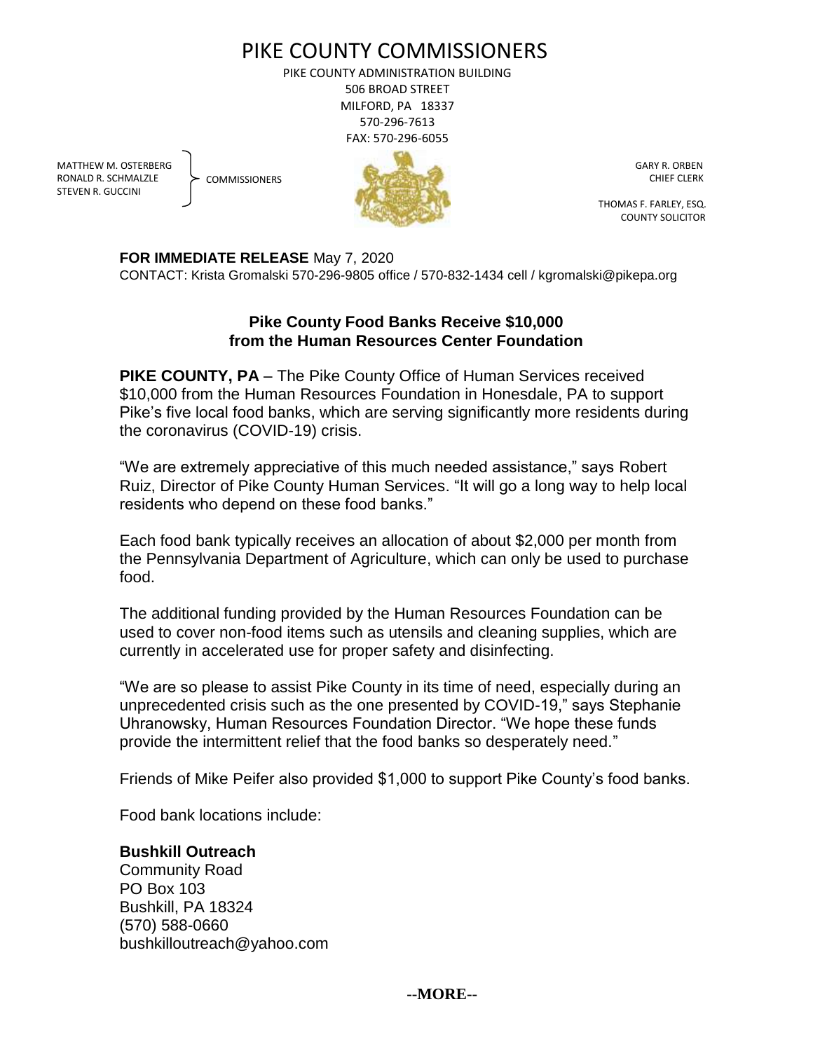# PIKE COUNTY COMMISSIONERS

PIKE COUNTY ADMINISTRATION BUILDING
506 BROAD STREET
MILFORD, PA 18337
570-296-7613
FAX: 570-296-6055

MATTHEW M. OSTERBERG
RONALD R. SCHMALZLE
STEVEN R. GUCCINI
COMMISSIONERS

GARY R. ORBEN
CHIEF CLERK

THOMAS F. FARLEY, ESQ.
COUNTY SOLICITOR

**FOR IMMEDIATE RELEASE** May 7, 2020
CONTACT: Krista Gromalski 570-296-9805 office / 570-832-1434 cell / kgromalski@pikepa.org

## Pike County Food Banks Receive $10,000 from the Human Resources Center Foundation

**PIKE COUNTY, PA** – The Pike County Office of Human Services received $10,000 from the Human Resources Foundation in Honesdale, PA to support Pike's five local food banks, which are serving significantly more residents during the coronavirus (COVID-19) crisis.

"We are extremely appreciative of this much needed assistance," says Robert Ruiz, Director of Pike County Human Services. "It will go a long way to help local residents who depend on these food banks."

Each food bank typically receives an allocation of about $2,000 per month from the Pennsylvania Department of Agriculture, which can only be used to purchase food.

The additional funding provided by the Human Resources Foundation can be used to cover non-food items such as utensils and cleaning supplies, which are currently in accelerated use for proper safety and disinfecting.

"We are so please to assist Pike County in its time of need, especially during an unprecedented crisis such as the one presented by COVID-19," says Stephanie Uhranowsky, Human Resources Foundation Director. "We hope these funds provide the intermittent relief that the food banks so desperately need."

Friends of Mike Peifer also provided $1,000 to support Pike County's food banks.

Food bank locations include:

**Bushkill Outreach**
Community Road
PO Box 103
Bushkill, PA 18324
(570) 588-0660
bushkilloutreach@yahoo.com

--MORE--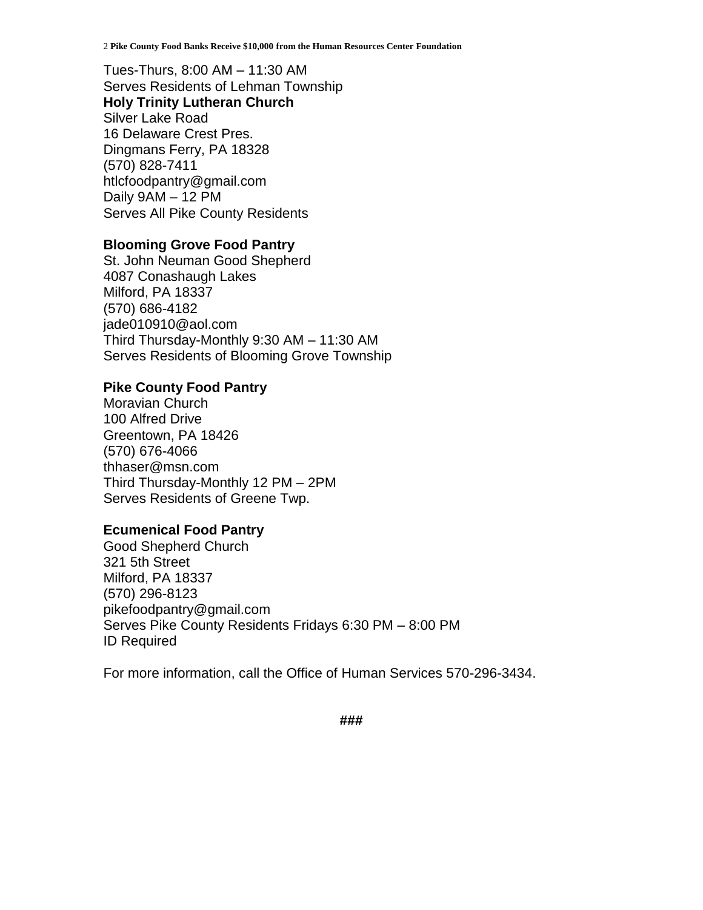Tues-Thurs, 8:00 AM – 11:30 AM
Serves Residents of Lehman Township

**Holy Trinity Lutheran Church**
Silver Lake Road
16 Delaware Crest Pres.
Dingmans Ferry, PA 18328
(570) 828-7411
htlcfoodpantry@gmail.com
Daily 9AM – 12 PM
Serves All Pike County Residents

**Blooming Grove Food Pantry**
St. John Neuman Good Shepherd
4087 Conashaugh Lakes
Milford, PA 18337
(570) 686-4182
jade010910@aol.com
Third Thursday-Monthly 9:30 AM – 11:30 AM
Serves Residents of Blooming Grove Township

**Pike County Food Pantry**
Moravian Church
100 Alfred Drive
Greentown, PA 18426
(570) 676-4066
thhaser@msn.com
Third Thursday-Monthly 12 PM – 2PM
Serves Residents of Greene Twp.

**Ecumenical Food Pantry**
Good Shepherd Church
321 5th Street
Milford, PA 18337
(570) 296-8123
pikefoodpantry@gmail.com
Serves Pike County Residents Fridays 6:30 PM – 8:00 PM
ID Required

For more information, call the Office of Human Services 570-296-3434.

###